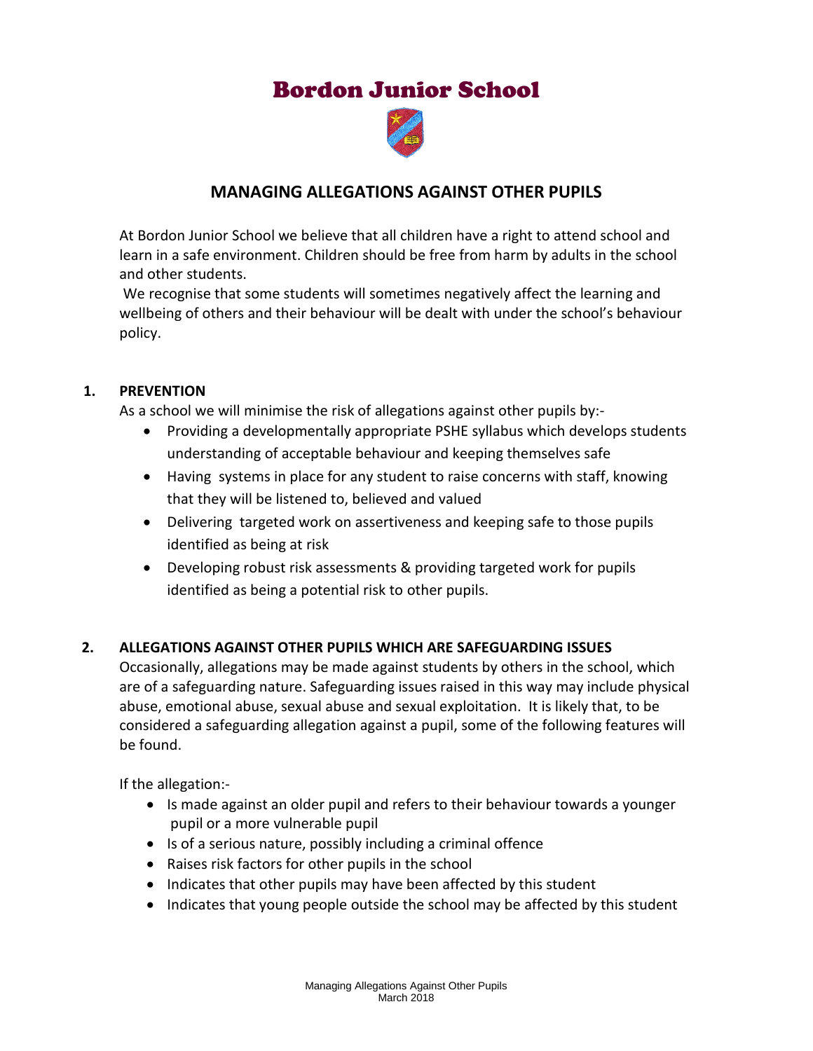# Bordon Junior School

## MANAGING ALLEGATIONS AGAINST OTHER PUPILS

At Bordon Junior School we believe that all children have a right to attend school and learn in a safe environment. Children should be free from harm by adults in the school and other students.

We recognise that some students will sometimes negatively affect the learning and wellbeing of others and their behaviour will be dealt with under the school's behaviour policy.

### 1. PREVENTION

As a school we will minimise the risk of allegations against other pupils by:-

- Providing a developmentally appropriate PSHE syllabus which develops students understanding of acceptable behaviour and keeping themselves safe
- Having systems in place for any student to raise concerns with staff, knowing that they will be listened to, believed and valued
- Delivering targeted work on assertiveness and keeping safe to those pupils identified as being at risk
- Developing robust risk assessments & providing targeted work for pupils identified as being a potential risk to other pupils.

### 2. ALLEGATIONS AGAINST OTHER PUPILS WHICH ARE SAFEGUARDING ISSUES

Occasionally, allegations may be made against students by others in the school, which are of a safeguarding nature. Safeguarding issues raised in this way may include physical abuse, emotional abuse, sexual abuse and sexual exploitation. It is likely that, to be considered a safeguarding allegation against a pupil, some of the following features will be found.

If the allegation:-

- Is made against an older pupil and refers to their behaviour towards a younger pupil or a more vulnerable pupil
- Is of a serious nature, possibly including a criminal offence
- Raises risk factors for other pupils in the school
- Indicates that other pupils may have been affected by this student
- Indicates that young people outside the school may be affected by this student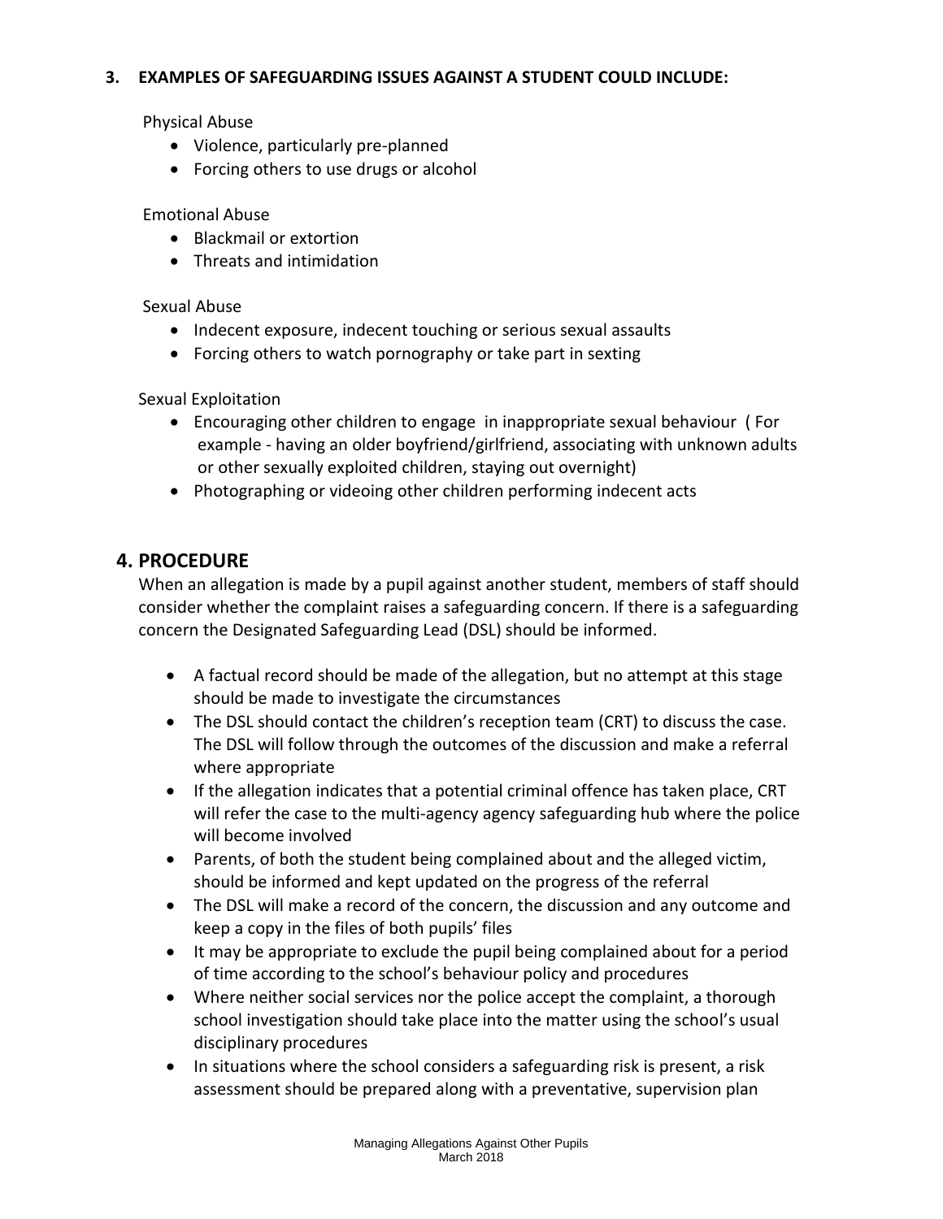## 3. EXAMPLES OF SAFEGUARDING ISSUES AGAINST A STUDENT COULD INCLUDE:

Physical Abuse

- Violence, particularly pre-planned
- Forcing others to use drugs or alcohol

Emotional Abuse

- Blackmail or extortion
- Threats and intimidation

Sexual Abuse

- Indecent exposure, indecent touching or serious sexual assaults
- Forcing others to watch pornography or take part in sexting

Sexual Exploitation

- Encouraging other children to engage in inappropriate sexual behaviour ( For example - having an older boyfriend/girlfriend, associating with unknown adults or other sexually exploited children, staying out overnight)
- Photographing or videoing other children performing indecent acts

## 4. PROCEDURE

When an allegation is made by a pupil against another student, members of staff should consider whether the complaint raises a safeguarding concern. If there is a safeguarding concern the Designated Safeguarding Lead (DSL) should be informed.

- A factual record should be made of the allegation, but no attempt at this stage should be made to investigate the circumstances
- The DSL should contact the children's reception team (CRT) to discuss the case. The DSL will follow through the outcomes of the discussion and make a referral where appropriate
- If the allegation indicates that a potential criminal offence has taken place, CRT will refer the case to the multi-agency agency safeguarding hub where the police will become involved
- Parents, of both the student being complained about and the alleged victim, should be informed and kept updated on the progress of the referral
- The DSL will make a record of the concern, the discussion and any outcome and keep a copy in the files of both pupils' files
- It may be appropriate to exclude the pupil being complained about for a period of time according to the school's behaviour policy and procedures
- Where neither social services nor the police accept the complaint, a thorough school investigation should take place into the matter using the school's usual disciplinary procedures
- In situations where the school considers a safeguarding risk is present, a risk assessment should be prepared along with a preventative, supervision plan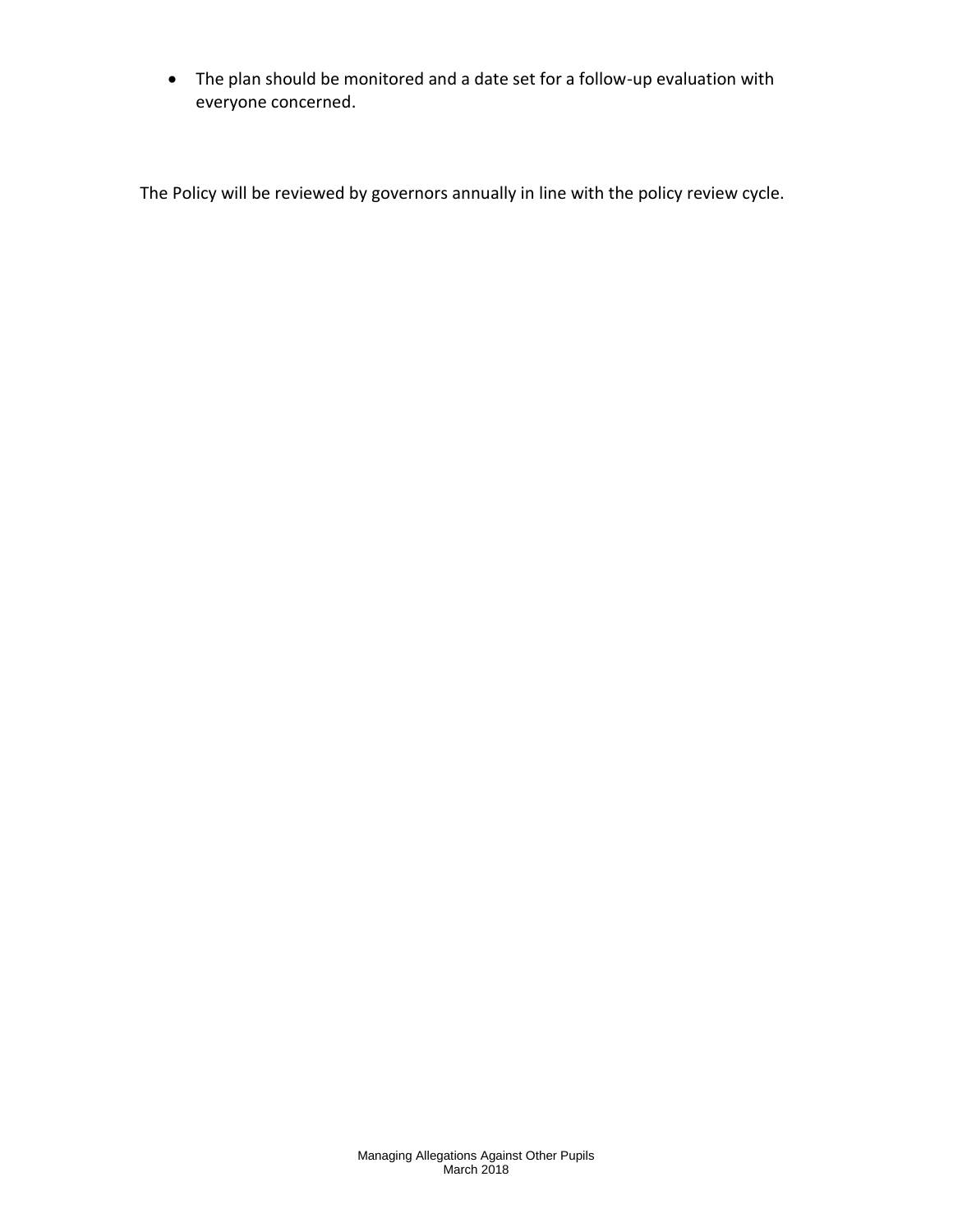- The plan should be monitored and a date set for a follow-up evaluation with everyone concerned.

The Policy will be reviewed by governors annually in line with the policy review cycle.